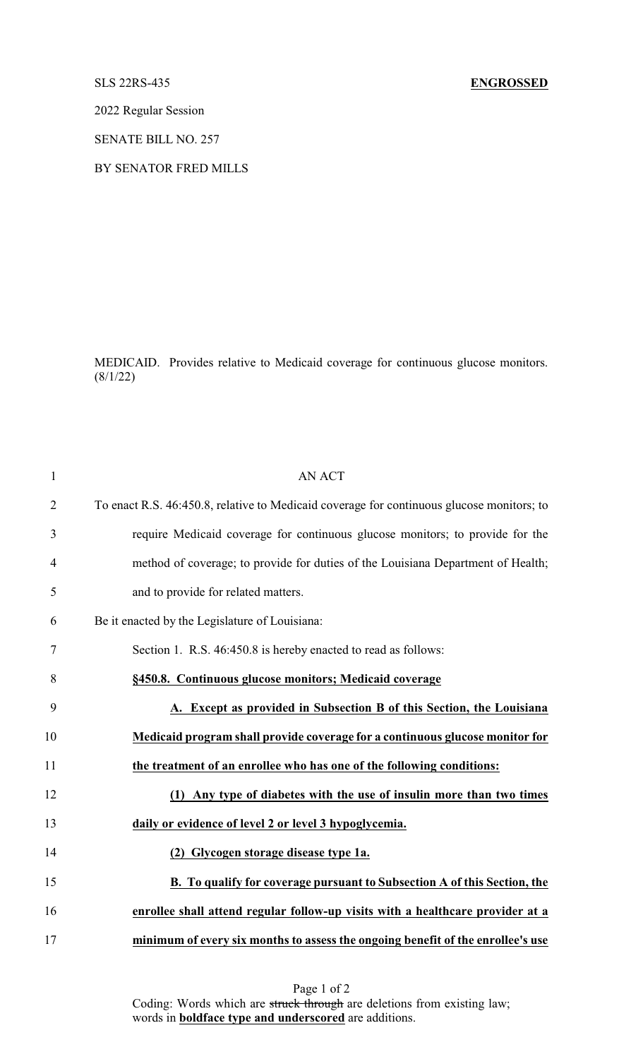SLS 22RS-435 **ENGROSSED**

2022 Regular Session

SENATE BILL NO. 257

BY SENATOR FRED MILLS

MEDICAID. Provides relative to Medicaid coverage for continuous glucose monitors. (8/1/22)

AN ACT

To enact R.S. 46:450.8, relative to Medicaid coverage for continuous glucose monitors; to require Medicaid coverage for continuous glucose monitors; to provide for the method of coverage; to provide for duties of the Louisiana Department of Health; and to provide for related matters.

Be it enacted by the Legislature of Louisiana:

Section 1. R.S. 46:450.8 is hereby enacted to read as follows:

**§450.8. Continuous glucose monitors; Medicaid coverage**

**A. Except as provided in Subsection B of this Section, the Louisiana Medicaid program shall provide coverage for a continuous glucose monitor for the treatment of an enrollee who has one of the following conditions:**

**(1) Any type of diabetes with the use of insulin more than two times daily or evidence of level 2 or level 3 hypoglycemia.**

**(2) Glycogen storage disease type 1a.**

**B. To qualify for coverage pursuant to Subsection A of this Section, the enrollee shall attend regular follow-up visits with a healthcare provider at a minimum of every six months to assess the ongoing benefit of the enrollee's use**

Coding: Words which are ~~struck through~~ are deletions from existing law; words in **boldface type and underscored** are additions.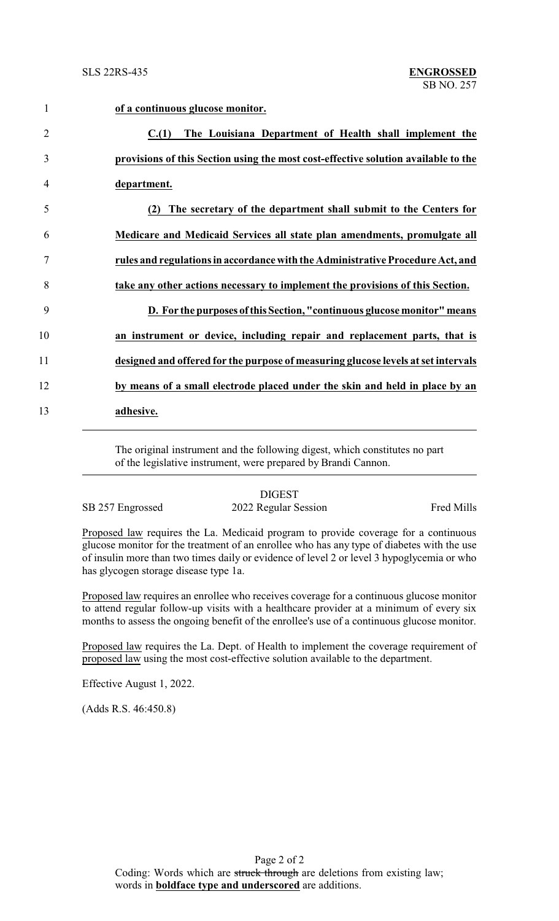**of a continuous glucose monitor.**

**C.(1) The Louisiana Department of Health shall implement the provisions of this Section using the most cost-effective solution available to the department.**

**(2) The secretary of the department shall submit to the Centers for Medicare and Medicaid Services all state plan amendments, promulgate all rules and regulations in accordance with the Administrative Procedure Act, and take any other actions necessary to implement the provisions of this Section.**

**D. For the purposes of this Section, "continuous glucose monitor" means an instrument or device, including repair and replacement parts, that is designed and offered for the purpose of measuring glucose levels at set intervals by means of a small electrode placed under the skin and held in place by an adhesive.**

---

The original instrument and the following digest, which constitutes no part of the legislative instrument, were prepared by Brandi Cannon.

---

DIGEST

SB 257 Engrossed    2022 Regular Session    Fred Mills

Proposed law requires the La. Medicaid program to provide coverage for a continuous glucose monitor for the treatment of an enrollee who has any type of diabetes with the use of insulin more than two times daily or evidence of level 2 or level 3 hypoglycemia or who has glycogen storage disease type 1a.

Proposed law requires an enrollee who receives coverage for a continuous glucose monitor to attend regular follow-up visits with a healthcare provider at a minimum of every six months to assess the ongoing benefit of the enrollee's use of a continuous glucose monitor.

Proposed law requires the La. Dept. of Health to implement the coverage requirement of proposed law using the most cost-effective solution available to the department.

Effective August 1, 2022.

(Adds R.S. 46:450.8)

Coding: Words which are ~~struck through~~ are deletions from existing law; words in **boldface type and underscored** are additions.